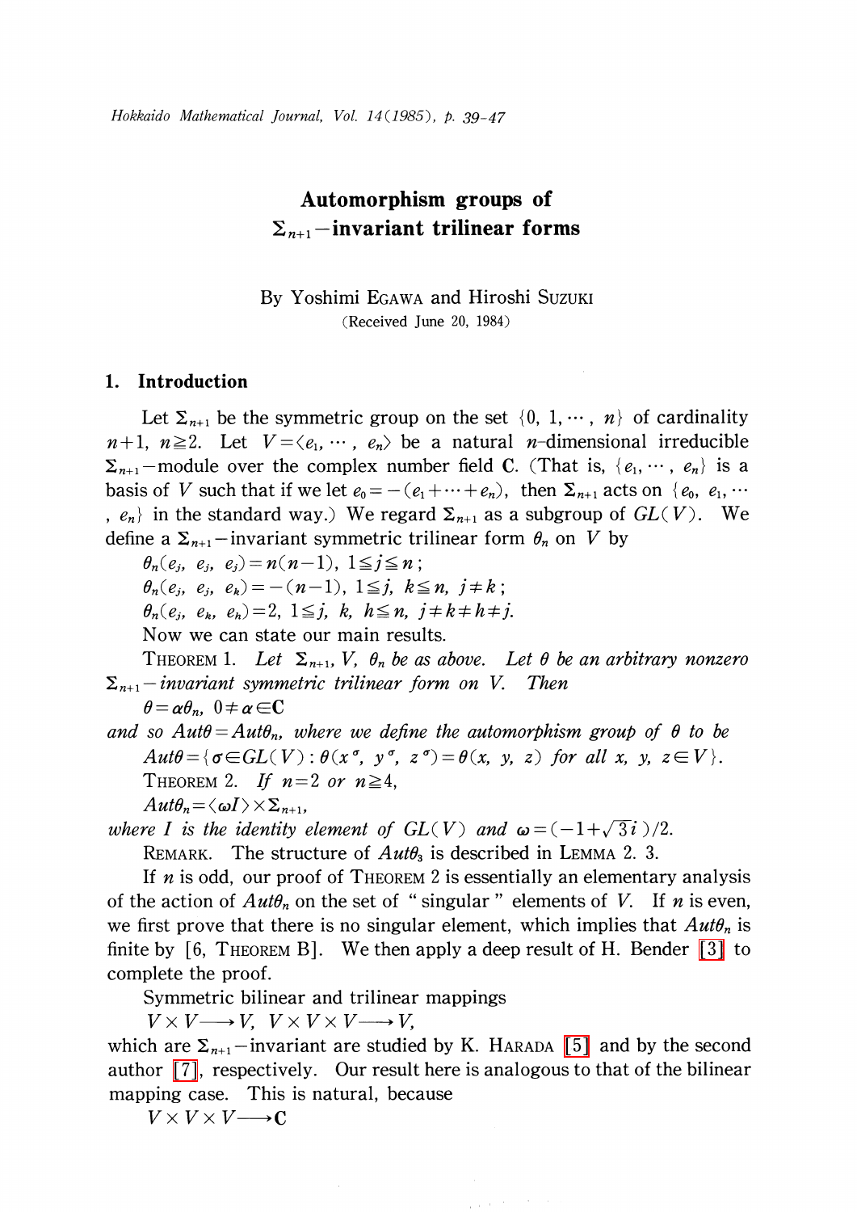# Automorphism groups of $\Sigma_{n+1}$-invariant trilinear forms

By Yoshimi EGAWA and Hiroshi SUZUKI

(Received June 20, 1984)

## 1. Introduction

Let $\Sigma_{n+1}$ be the symmetric group on the set $\{0, 1, \cdots, n\}$ of cardinality $n+1$, $n \geqq 2$. Let $V = \langle e_1, \cdots, e_n \rangle$ be a natural $n$-dimensional irreducible $\Sigma_{n+1}$-module over the complex number field $\mathbf{C}$. (That is, $\{e_1, \cdots, e_n\}$ is a basis of $V$ such that if we let $e_0 = -(e_1 + \cdots + e_n)$, then $\Sigma_{n+1}$ acts on $\{e_0, e_1, \cdots, e_n\}$ in the standard way.) We regard $\Sigma_{n+1}$ as a subgroup of $GL(V)$. We define a $\Sigma_{n+1}$-invariant symmetric trilinear form $\theta_n$ on $V$ by

$\theta_n(e_j, e_j, e_j) = n(n-1)$, $1 \leqq j \leqq n$;

$\theta_n(e_j, e_j, e_k) = -(n-1)$, $1 \leqq j, k \leqq n$, $j \neq k$;

$\theta_n(e_j, e_k, e_h) = 2$, $1 \leqq j, k, h \leqq n$, $j \neq k \neq h \neq j$.

Now we can state our main results.

THEOREM 1. *Let $\Sigma_{n+1}$, $V$, $\theta_n$ be as above. Let $\theta$ be an arbitrary nonzero $\Sigma_{n+1}$-invariant symmetric trilinear form on $V$. Then*

$\theta = \alpha\theta_n$, $0 \neq \alpha \in \mathbf{C}$

*and so $Aut\theta = Aut\theta_n$, where we define the automorphism group of $\theta$ to be*

$Aut\theta = \{\sigma \in GL(V) : \theta(x^\sigma, y^\sigma, z^\sigma) = \theta(x, y, z)$ *for all* $x, y, z \in V\}$.

THEOREM 2. *If $n=2$ or $n \geqq 4$,*

$Aut\theta_n = \langle \omega I \rangle \times \Sigma_{n+1}$,

*where $I$ is the identity element of $GL(V)$ and $\omega = (-1+\sqrt{3}i)/2$.*

REMARK. The structure of $Aut\theta_3$ is described in LEMMA 2. 3.

If $n$ is odd, our proof of THEOREM 2 is essentially an elementary analysis of the action of $Aut\theta_n$ on the set of "singular" elements of $V$. If $n$ is even, we first prove that there is no singular element, which implies that $Aut\theta_n$ is finite by [6, THEOREM B]. We then apply a deep result of H. Bender [3] to complete the proof.

Symmetric bilinear and trilinear mappings

$V \times V \longrightarrow V$, $V \times V \times V \longrightarrow V$,

which are $\Sigma_{n+1}$-invariant are studied by K. HARADA [5] and by the second author [7], respectively. Our result here is analogous to that of the bilinear mapping case. This is natural, because

$V \times V \times V \longrightarrow \mathbf{C}$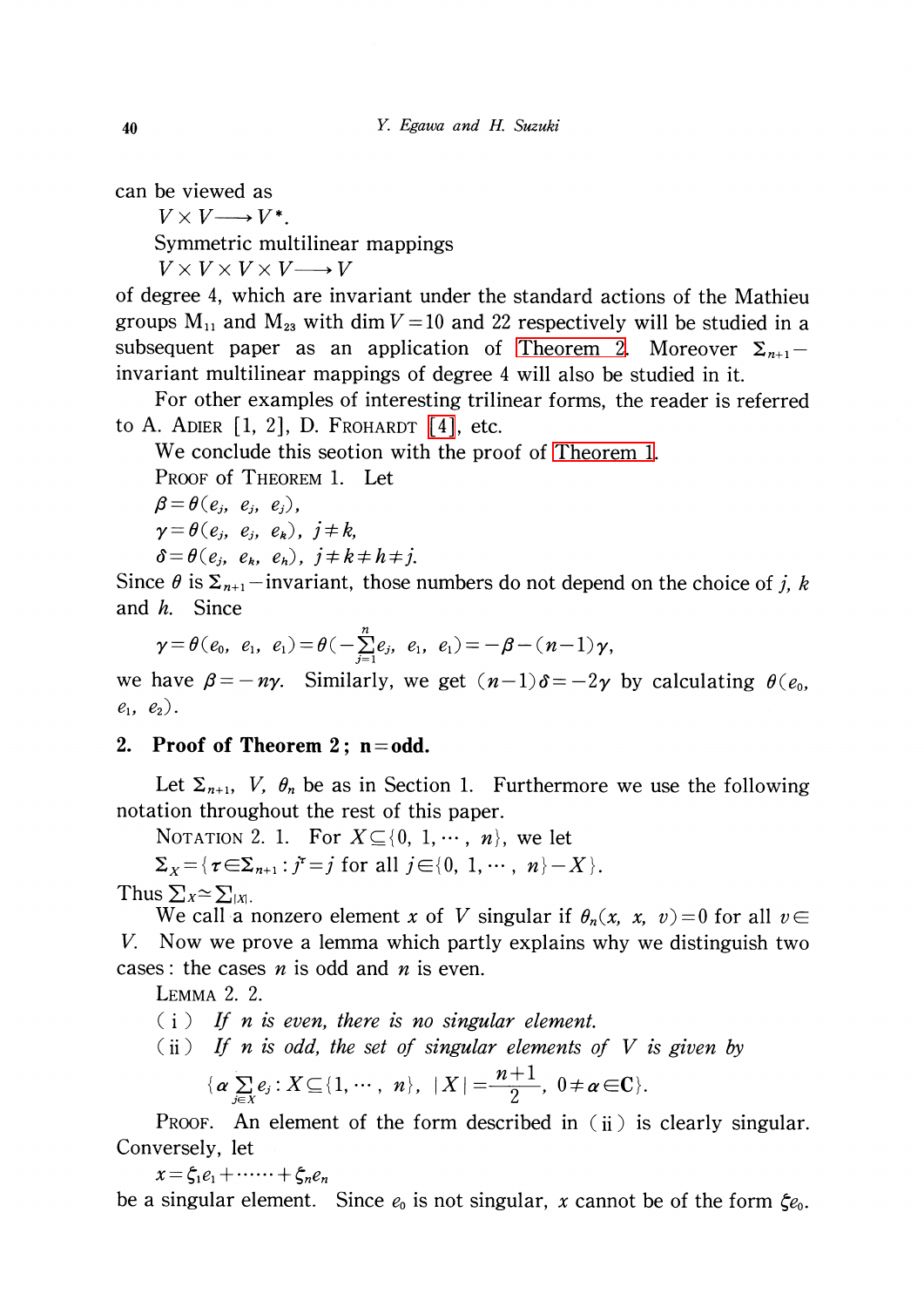can be viewed as

$V \times V \longrightarrow V^*$.

Symmetric multilinear mappings

$V \times V \times V \times V \longrightarrow V$

of degree 4, which are invariant under the standard actions of the Mathieu groups $M_{11}$ and $M_{23}$ with $\dim V = 10$ and 22 respectively will be studied in a subsequent paper as an application of Theorem 2. Moreover $\Sigma_{n+1}$-invariant multilinear mappings of degree 4 will also be studied in it.

For other examples of interesting trilinear forms, the reader is referred to A. Adler [1, 2], D. Frohardt [4], etc.

We conclude this seotion with the proof of Theorem 1.

Proof of Theorem 1. Let

$\beta = \theta(e_j, e_j, e_j)$,

$\gamma = \theta(e_j, e_j, e_k)$, $j \neq k$,

$\delta = \theta(e_j, e_k, e_h)$, $j \neq k \neq h \neq j$.

Since $\theta$ is $\Sigma_{n+1}$-invariant, those numbers do not depend on the choice of $j$, $k$ and $h$. Since

$$\gamma = \theta(e_0, e_1, e_1) = \theta(-\sum_{j=1}^{n} e_j, e_1, e_1) = -\beta - (n-1)\gamma,$$

we have $\beta = -n\gamma$. Similarly, we get $(n-1)\delta = -2\gamma$ by calculating $\theta(e_0, e_1, e_2)$.

## 2. Proof of Theorem 2; n=odd.

Let $\Sigma_{n+1}$, $V$, $\theta_n$ be as in Section 1. Furthermore we use the following notation throughout the rest of this paper.

Notation 2. 1. For $X \subseteq \{0, 1, \cdots, n\}$, we let

$\Sigma_X = \{\tau \in \Sigma_{n+1} : j^\tau = j$ for all $j \in \{0, 1, \cdots, n\} - X\}$.

Thus $\Sigma_X \simeq \Sigma_{|X|}$.

We call a nonzero element $x$ of $V$ singular if $\theta_n(x, x, v) = 0$ for all $v \in V$. Now we prove a lemma which partly explains why we distinguish two cases: the cases $n$ is odd and $n$ is even.

Lemma 2. 2.

(i) *If $n$ is even, there is no singular element.*

(ii) *If $n$ is odd, the set of singular elements of $V$ is given by*

$$\{\alpha \sum_{j \in X} e_j : X \subseteq \{1, \cdots, n\},\ |X| = \frac{n+1}{2},\ 0 \neq \alpha \in \mathbf{C}\}.$$

Proof. An element of the form described in (ii) is clearly singular. Conversely, let

$x = \xi_1 e_1 + \cdots\cdots + \xi_n e_n$

be a singular element. Since $e_0$ is not singular, $x$ cannot be of the form $\xi e_0$.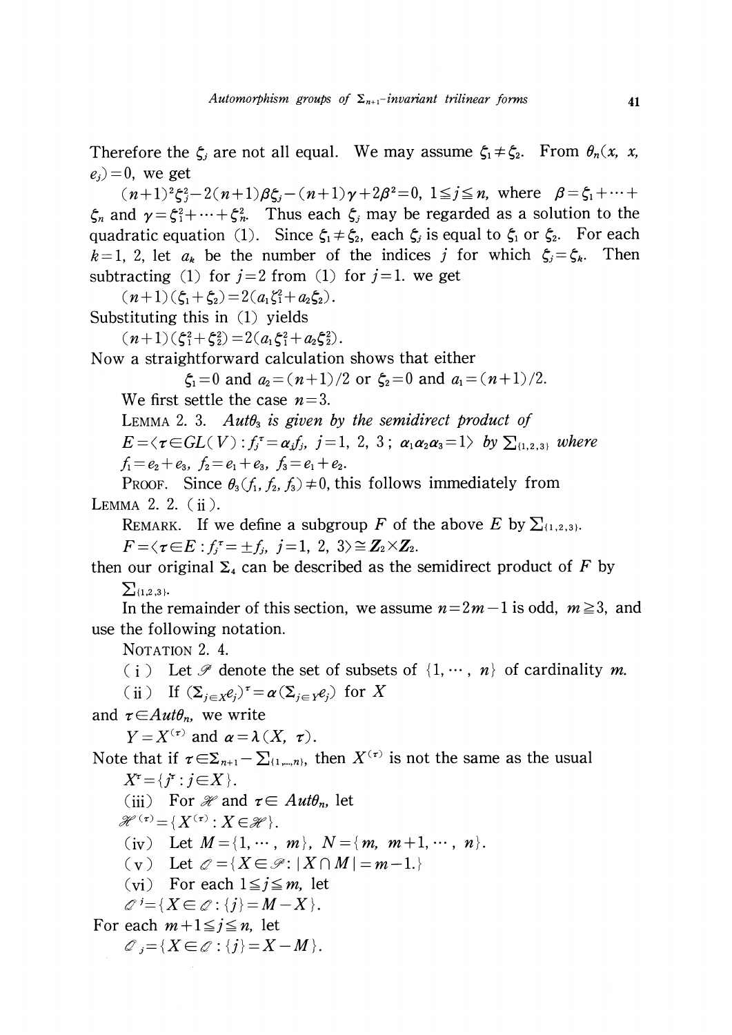Therefore the $\zeta_j$ are not all equal. We may assume $\zeta_1 \neq \zeta_2$. From $\theta_n(x, x, e_j) = 0$, we get

$(n+1)^2\zeta_j^2 - 2(n+1)\beta\zeta_j - (n+1)\gamma + 2\beta^2 = 0$, $1 \leqq j \leqq n$, where $\beta = \zeta_1 + \cdots + \zeta_n$ and $\gamma = \zeta_1^2 + \cdots + \zeta_n^2$. Thus each $\zeta_j$ may be regarded as a solution to the quadratic equation (1). Since $\zeta_1 \neq \zeta_2$, each $\zeta_j$ is equal to $\zeta_1$ or $\zeta_2$. For each $k = 1, 2$, let $a_k$ be the number of the indices $j$ for which $\zeta_j = \zeta_k$. Then subtracting (1) for $j = 2$ from (1) for $j = 1$. we get

$(n+1)(\zeta_1 + \zeta_2) = 2(a_1\zeta_1^2 + a_2\zeta_2)$.

Substituting this in (1) yields

$(n+1)(\zeta_1^2 + \zeta_2^2) = 2(a_1\zeta_1^2 + a_2\zeta_2^2)$.

Now a straightforward calculation shows that either

$$\zeta_1 = 0 \text{ and } a_2 = (n+1)/2 \text{ or } \zeta_2 = 0 \text{ and } a_1 = (n+1)/2.$$

We first settle the case $n = 3$.

LEMMA 2. 3. *$Aut\theta_3$ is given by the semidirect product of* $E = \langle \tau \in GL(V) : f_j^\tau = \alpha_j f_j,\ j = 1, 2, 3;\ \alpha_1\alpha_2\alpha_3 = 1 \rangle$ *by* $\Sigma_{\{1,2,3\}}$ *where* $f_1 = e_2 + e_3$, $f_2 = e_1 + e_3$, $f_3 = e_1 + e_2$.

PROOF. Since $\theta_3(f_1, f_2, f_3) \neq 0$, this follows immediately from LEMMA 2. 2. (ii).

REMARK. If we define a subgroup $F$ of the above $E$ by $\Sigma_{\{1,2,3\}}$.

$F = \langle \tau \in E : f_j^\tau = \pm f_j,\ j = 1, 2, 3 \rangle \cong \mathbf{Z}_2 \times \mathbf{Z}_2$.

then our original $\Sigma_4$ can be described as the semidirect product of $F$ by $\Sigma_{\{1,2,3\}}$.

In the remainder of this section, we assume $n = 2m - 1$ is odd, $m \geqq 3$, and use the following notation.

NOTATION 2. 4.

(i) Let $\mathscr{S}$ denote the set of subsets of $\{1, \cdots, n\}$ of cardinality $m$.

(ii) If $(\Sigma_{j \in X} e_j)^\tau = \alpha(\Sigma_{j \in Y} e_j)$ for $X$

and $\tau \in Aut\theta_n$, we write

$Y = X^{(\tau)}$ and $\alpha = \lambda(X, \tau)$.

Note that if $\tau \in \Sigma_{n+1} - \Sigma_{\{1,\ldots,n\}}$, then $X^{(\tau)}$ is not the same as the usual

$X^\tau = \{j^\tau : j \in X\}$.

(iii) For $\mathscr{H}$ and $\tau \in Aut\theta_n$, let

$\mathscr{H}^{(\tau)} = \{X^{(\tau)} : X \in \mathscr{H}\}$.

(iv) Let $M = \{1, \cdots, m\}$, $N = \{m, m+1, \cdots, n\}$.

(v) Let $\mathscr{O} = \{X \in \mathscr{S} : |X \cap M| = m-1.\}$

(vi) For each $1 \leqq j \leqq m$, let

$\mathscr{O}^j = \{X \in \mathscr{O} : \{j\} = M - X\}$.

For each $m+1 \leqq j \leqq n$, let

$\mathscr{O}_j = \{X \in \mathscr{O} : \{j\} = X - M\}$.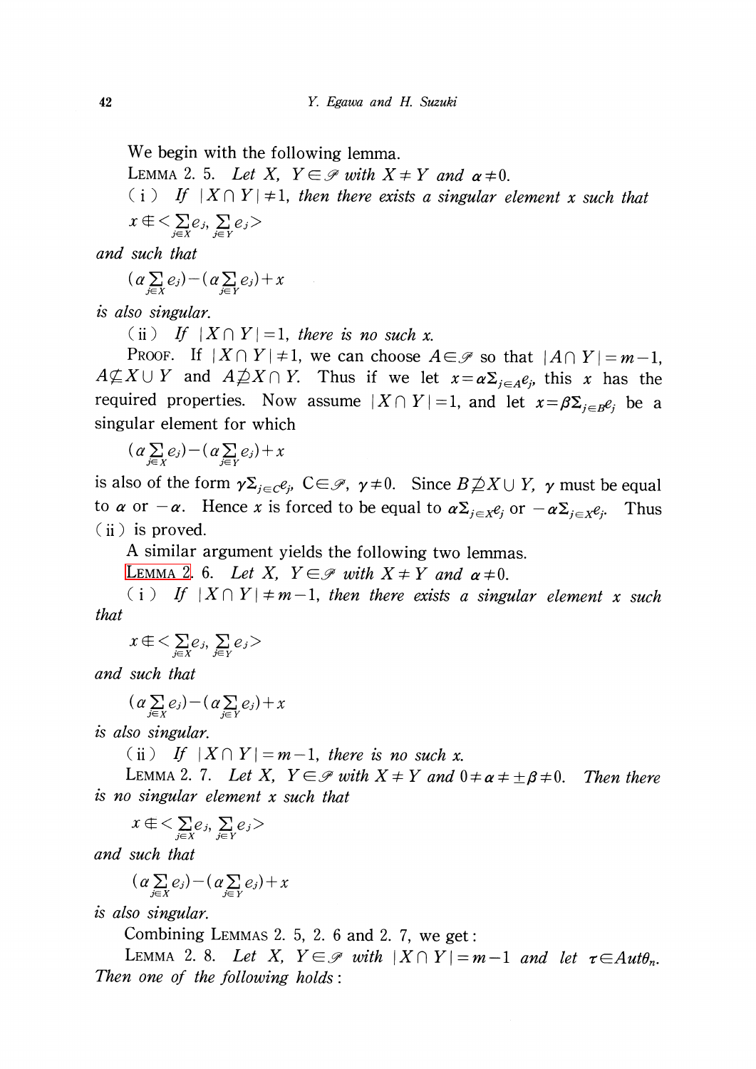We begin with the following lemma.

LEMMA 2. 5. *Let $X$, $Y \in \mathscr{P}$ with $X \neq Y$ and $\alpha \neq 0$.*

(i) *If $|X \cap Y| \neq 1$, then there exists a singular element $x$ such that*

$$x \notin <\sum_{j\in X} e_j, \sum_{j \in Y} e_j>$$

*and such that*

$$(\alpha \sum_{j\in X} e_j) - (\alpha \sum_{j\in Y} e_j) + x$$

*is also singular.*

(ii) *If $|X \cap Y| = 1$, there is no such $x$.*

PROOF. If $|X \cap Y| \neq 1$, we can choose $A \in \mathscr{P}$ so that $|A \cap Y| = m-1$, $A \not\subseteq X \cup Y$ and $A \not\supseteq X \cap Y$. Thus if we let $x = \alpha \Sigma_{j\in A} e_j$, this $x$ has the required properties. Now assume $|X \cap Y| = 1$, and let $x = \beta \Sigma_{j \in B} e_j$ be a singular element for which

$$(\alpha \sum_{j\in X} e_j) - (\alpha \sum_{j\in Y} e_j) + x$$

is also of the form $\gamma \Sigma_{j\in C} e_j$, $C \in \mathscr{P}$, $\gamma \neq 0$. Since $B \not\supseteq X \cup Y$, $\gamma$ must be equal to $\alpha$ or $-\alpha$. Hence $x$ is forced to be equal to $\alpha \Sigma_{j\in X} e_j$ or $-\alpha \Sigma_{j \in X} e_j$. Thus (ii) is proved.

A similar argument yields the following two lemmas.

LEMMA 2. 6. *Let $X$, $Y \in \mathscr{P}$ with $X \neq Y$ and $\alpha \neq 0$.*

(i) *If $|X \cap Y| \neq m-1$, then there exists a singular element $x$ such that*

$$x \notin <\sum_{j\in X} e_j, \sum_{j \in Y} e_j>$$

*and such that*

$$(\alpha \sum_{j\in X} e_j) - (\alpha \sum_{j\in Y} e_j) + x$$

*is also singular.*

(ii) *If $|X \cap Y| = m-1$, there is no such $x$.*

LEMMA 2. 7. *Let $X$, $Y \in \mathscr{P}$ with $X \neq Y$ and $0 \neq \alpha \neq \pm\beta \neq 0$. Then there is no singular element $x$ such that*

$$x \notin <\sum_{j\in X} e_j, \sum_{j \in Y} e_j>$$

*and such that*

$$(\alpha \sum_{j\in X} e_j) - (\alpha \sum_{j\in Y} e_j) + x$$

*is also singular.*

Combining LEMMAS 2. 5, 2. 6 and 2. 7, we get:

LEMMA 2. 8. *Let $X$, $Y \in \mathscr{P}$ with $|X \cap Y| = m-1$ and let $\tau \in Aut\theta_n$. Then one of the following holds:*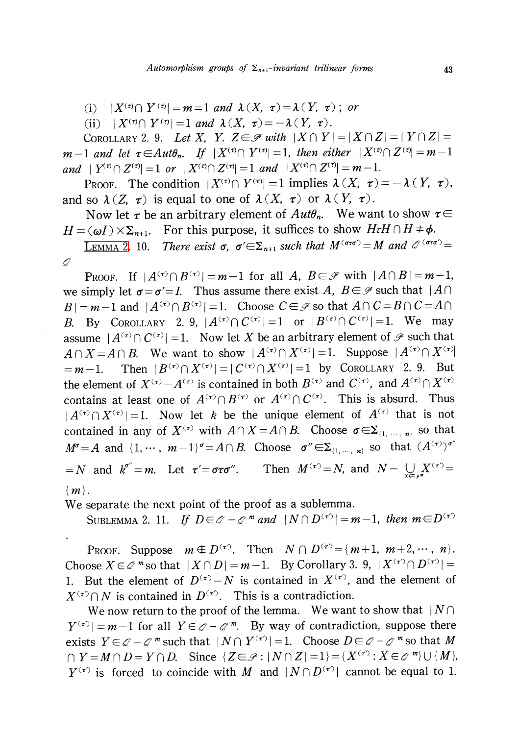(i) $|X^{(\tau)} \cap Y^{(\tau)}| = m = 1$ and $\lambda(X, \tau) = \lambda(Y, \tau)$ ; or

(ii) $|X^{(\tau)} \cap Y^{(\tau)}| = 1$ and $\lambda(X, \tau) = -\lambda(Y, \tau)$.

COROLLARY 2. 9. *Let $X$, $Y$. $Z \in \mathscr{P}$ with $|X \cap Y| = |X \cap Z| = |Y \cap Z| = m-1$ and let $\tau \in Aut\theta_n$. If $|X^{(\tau)} \cap Y^{(\tau)}| = 1$, then either $|X^{(\tau)} \cap Z^{(\tau)}| = m-1$ and $|Y^{(\tau)} \cap Z^{(\tau)}| = 1$ or $|X^{(\tau)} \cap Z^{(\tau)}| = 1$ and $|X^{(\tau)} \cap Z^{(\tau)}| = m-1$.*

PROOF. The condition $|X^{(\tau)} \cap Y^{(\tau)}| = 1$ implies $\lambda(X, \tau) = -\lambda(Y, \tau)$, and so $\lambda(Z, \tau)$ is equal to one of $\lambda(X, \tau)$ or $\lambda(Y, \tau)$.

Now let $\tau$ be an arbitrary element of $Aut\theta_n$. We want to show $\tau \in H = \langle \omega I \rangle \times \Sigma_{n+1}$. For this purpose, it suffices to show $H\tau H \cap H \neq \phi$.

LEMMA 2. 10. *There exist $\sigma$, $\sigma' \in \Sigma_{n+1}$ such that $M^{(\sigma\tau\sigma')} = M$ and $\mathscr{Q}^{(\sigma\tau\sigma')} = \mathscr{Q}$*

PROOF. If $|A^{(\tau)} \cap B^{(\tau)}| = m-1$ for all $A$, $B \in \mathscr{P}$ with $|A \cap B| = m-1$, we simply let $\sigma = \sigma' = I$. Thus assume there exist $A$, $B \in \mathscr{P}$ such that $|A \cap B| = m-1$ and $|A^{(\tau)} \cap B^{(\tau)}| = 1$. Choose $C \in \mathscr{P}$ so that $A \cap C = B \cap C = A \cap B$. By COROLLARY 2. 9, $|A^{(\tau)} \cap C^{(\tau)}| = 1$ or $|B^{(\tau)} \cap C^{(\tau)}| = 1$. We may assume $|A^{(\tau)} \cap C^{(\tau)}| = 1$. Now let $X$ be an arbitrary element of $\mathscr{P}$ such that $A \cap X = A \cap B$. We want to show $|A^{(\tau)} \cap X^{(\tau)}| = 1$. Suppose $|A^{(\tau)} \cap X^{(\tau)}| = m-1$. Then $|B^{(\tau)} \cap X^{(\tau)}| = |C^{(\tau)} \cap X^{(\tau)}| = 1$ by COROLLARY 2. 9. But the element of $X^{(\tau)} - A^{(\tau)}$ is contained in both $B^{(\tau)}$ and $C^{(\tau)}$, and $A^{(\tau)} \cap X^{(\tau)}$ contains at least one of $A^{(\tau)} \cap B^{(\tau)}$ or $A^{(\tau)} \cap C^{(\tau)}$. This is absurd. Thus $|A^{(\tau)} \cap X^{(\tau)}| = 1$. Now let $k$ be the unique element of $A^{(\tau)}$ that is not contained in any of $X^{(\tau)}$ with $A \cap X = A \cap B$. Choose $\sigma \in \Sigma_{\{1, \cdots, n\}}$ so that $M^{\sigma} = A$ and $\{1, \cdots, m-1\}^{\sigma} = A \cap B$. Choose $\sigma'' \in \Sigma_{\{1, \cdots, n\}}$ so that $(A^{(\tau)})^{\sigma''} = N$ and $k^{\sigma''} = m$. Let $\tau' = \sigma\tau\sigma''$. Then $M^{(\tau')} = N$, and $N - \bigcup_{X \in \mathscr{P}^m} X^{(\tau')} = \{m\}$.

We separate the next point of the proof as a sublemma.

SUBLEMMA 2. 11. *If $D \in \mathscr{Q} - \mathscr{Q}^m$ and $|N \cap D^{(\tau')}| = m-1$, then $m \in D^{(\tau')}$*

.

PROOF. Suppose $m \notin D^{(\tau')}$. Then $N \cap D^{(\tau')} = \{m+1, m+2, \cdots, n\}$. Choose $X \in \mathscr{Q}^m$ so that $|X \cap D| = m-1$. By Corollary 3. 9, $|X^{(\tau')} \cap D^{(\tau')}| = 1$. But the element of $D^{(\tau')} - N$ is contained in $X^{(\tau')}$, and the element of $X^{(\tau')} \cap N$ is contained in $D^{(\tau')}$. This is a contradiction.

We now return to the proof of the lemma. We want to show that $|N \cap Y^{(\tau')}| = m-1$ for all $Y \in \mathscr{Q} - \mathscr{Q}^m$. By way of contradiction, suppose there exists $Y \in \mathscr{Q} - \mathscr{Q}^m$ such that $|N \cap Y^{(\tau')}| = 1$. Choose $D \in \mathscr{Q} - \mathscr{Q}^m$ so that $M \cap Y = M \cap D = Y \cap D$. Since $\{Z \in \mathscr{P} : |N \cap Z| = 1\} = \{X^{(\tau')} : X \in \mathscr{Q}^m\} \cup \{M\}$, $Y^{(\tau')}$ is forced to coincide with $M$ and $|N \cap D^{(\tau')}|$ cannot be equal to 1.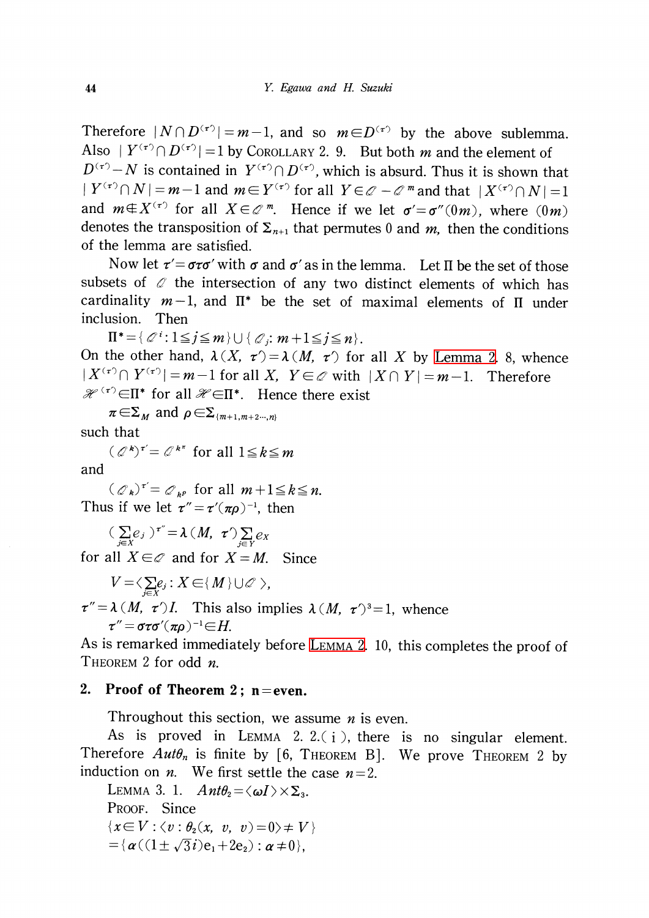Therefore $|N \cap D^{(\tau')}| = m-1$, and so $m \in D^{(\tau')}$ by the above sublemma. Also $|Y^{(\tau')} \cap D^{(\tau')}| = 1$ by COROLLARY 2. 9. But both $m$ and the element of $D^{(\tau')} - N$ is contained in $Y^{(\tau')} \cap D^{(\tau')}$, which is absurd. Thus it is shown that $|Y^{(\tau')} \cap N| = m-1$ and $m \in Y^{(\tau')}$ for all $Y \in \mathscr{O} - \mathscr{O}^m$ and that $|X^{(\tau')} \cap N| = 1$ and $m \notin X^{(\tau')}$ for all $X \in \mathscr{O}^m$. Hence if we let $\sigma' = \sigma''(0m)$, where $(0m)$ denotes the transposition of $\Sigma_{n+1}$ that permutes 0 and $m$, then the conditions of the lemma are satisfied.

Now let $\tau' = \sigma\tau\sigma'$ with $\sigma$ and $\sigma'$ as in the lemma. Let $\Pi$ be the set of those subsets of $\mathscr{O}$ the intersection of any two distinct elements of which has cardinality $m-1$, and $\Pi^*$ be the set of maximal elements of $\Pi$ under inclusion. Then

$$\Pi^* = \{\mathscr{O}^i : 1 \leqq j \leqq m\} \cup \{\mathscr{O}_j : m+1 \leqq j \leqq n\}.$$

On the other hand, $\lambda(X, \tau') = \lambda(M, \tau')$ for all $X$ by Lemma 2. 8, whence $|X^{(\tau')} \cap Y^{(\tau')}| = m-1$ for all $X$, $Y \in \mathscr{O}$ with $|X \cap Y| = m-1$. Therefore $\mathscr{H}^{(\tau')} \in \Pi^*$ for all $\mathscr{H} \in \Pi^*$. Hence there exist

$$\pi \in \Sigma_M \text{ and } \rho \in \Sigma_{\{m+1, m+2 \cdots, n\}}$$

such that

$$(\mathscr{O}^k)^{\tau'} = \mathscr{O}^{k^\pi} \text{ for all } 1 \leqq k \leqq m$$

and

$$(\mathscr{O}_k)^{\tau'} = \mathscr{O}_{k^\rho} \text{ for all } m+1 \leqq k \leqq n.$$

Thus if we let $\tau'' = \tau'(\pi\rho)^{-1}$, then

$$\Big(\sum_{j \in X} e_j\Big)^{\tau''} = \lambda(M, \tau') \sum_{j \in Y} e_X$$

for all $X \in \mathscr{O}$ and for $X = M$. Since

$$V = \Big\langle \sum_{j \in X} e_j : X \in \{M\} \cup \mathscr{O} \Big\rangle,$$

$\tau'' = \lambda(M, \tau')I$. This also implies $\lambda(M, \tau')^3 = 1$, whence

$$\tau'' = \sigma\tau\sigma'(\pi\rho)^{-1} \in H.$$

As is remarked immediately before LEMMA 2. 10, this completes the proof of THEOREM 2 for odd $n$.

## 2. Proof of Theorem 2; n = even.

Throughout this section, we assume $n$ is even.

As is proved in LEMMA 2. 2.(i), there is no singular element. Therefore $Aut\theta_n$ is finite by [6, THEOREM B]. We prove THEOREM 2 by induction on $n$. We first settle the case $n=2$.

LEMMA 3. 1. $Ant\theta_2 = \langle \omega I \rangle \times \Sigma_3$.

PROOF. Since

$$\{x \in V : \langle v : \theta_2(x, v, v) = 0 \rangle \neq V\}$$
$$= \{\alpha((1 \pm \sqrt{3}i)e_1 + 2e_2) : \alpha \neq 0\},$$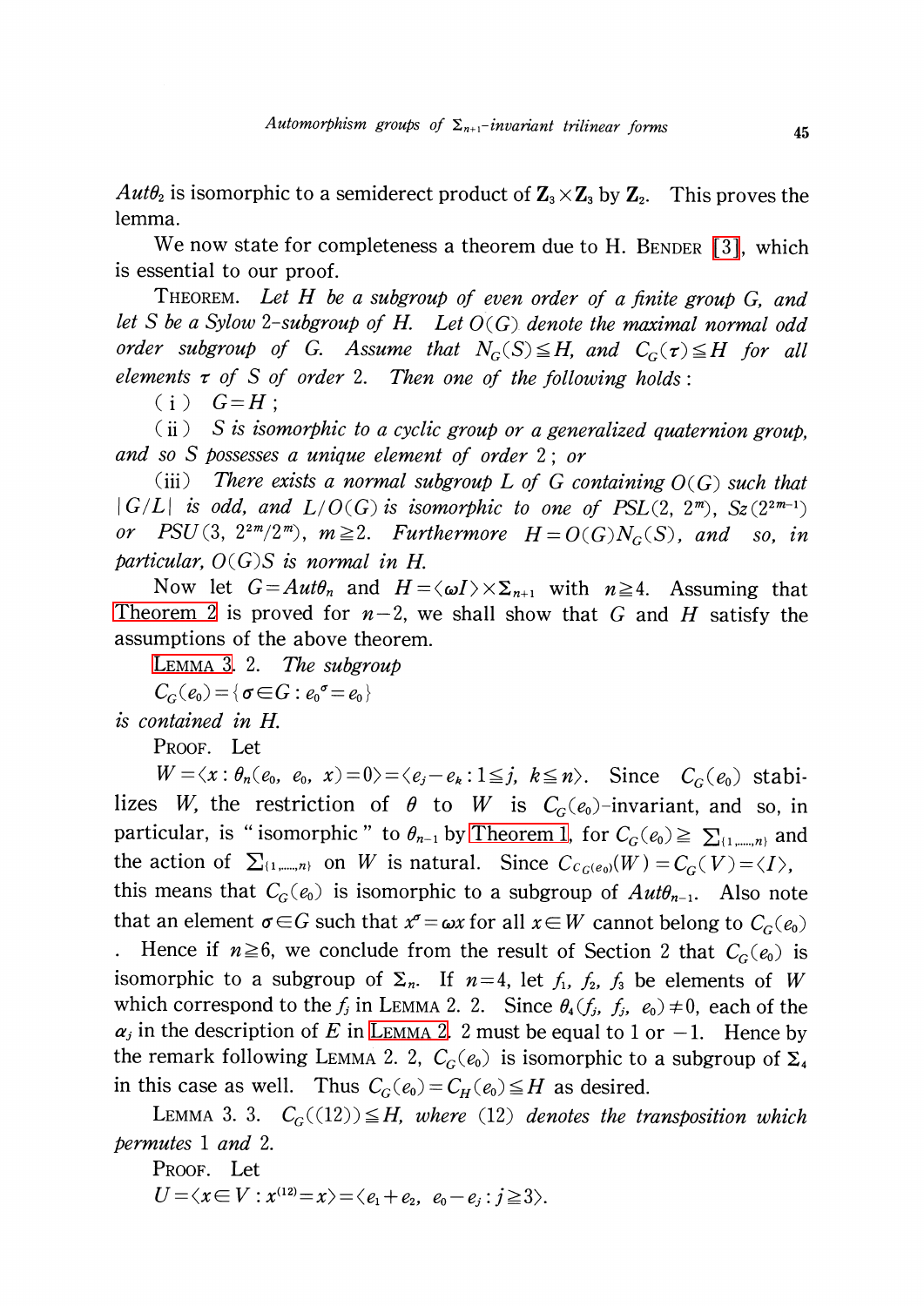$Aut\theta_2$ is isomorphic to a semiderect product of $\mathbf{Z}_3 \times \mathbf{Z}_3$ by $\mathbf{Z}_2$. This proves the lemma.

We now state for completeness a theorem due to H. BENDER [3], which is essential to our proof.

THEOREM. *Let $H$ be a subgroup of even order of a finite group $G$, and let $S$ be a Sylow 2-subgroup of $H$. Let $O(G)$ denote the maximal normal odd order subgroup of $G$. Assume that $N_G(S) \leqq H$, and $C_G(\tau) \leqq H$ for all elements $\tau$ of $S$ of order 2. Then one of the following holds:*

(i) *$G=H$;*

(ii) *$S$ is isomorphic to a cyclic group or a generalized quaternion group, and so $S$ possesses a unique element of order 2; or*

(iii) *There exists a normal subgroup $L$ of $G$ containing $O(G)$ such that $|G/L|$ is odd, and $L/O(G)$ is isomorphic to one of $PSL(2, 2^m)$, $Sz(2^{2m-1})$ or $PSU(3, 2^{2m}/2^m)$, $m \geqq 2$. Furthermore $H=O(G)N_G(S)$, and so, in particular, $O(G)S$ is normal in $H$.*

Now let $G=Aut\theta_n$ and $H=\langle \omega I \rangle \times \Sigma_{n+1}$ with $n \geqq 4$. Assuming that Theorem 2 is proved for $n-2$, we shall show that $G$ and $H$ satisfy the assumptions of the above theorem.

LEMMA 3. 2. *The subgroup*

$C_G(e_0)=\{\sigma \in G : e_0^{\sigma}=e_0\}$

*is contained in $H$.*

PROOF. Let

$W=\langle x : \theta_n(e_0, e_0, x)=0 \rangle = \langle e_j - e_k : 1 \leqq j, k \leqq n \rangle$. Since $C_G(e_0)$ stabilizes $W$, the restriction of $\theta$ to $W$ is $C_G(e_0)$-invariant, and so, in particular, is "isomorphic" to $\theta_{n-1}$ by Theorem 1, for $C_G(e_0) \geqq \Sigma_{\{1,\ldots\ldots,n\}}$ and the action of $\Sigma_{\{1,\ldots\ldots,n\}}$ on $W$ is natural. Since $C_{C_G(e_0)}(W)=C_G(V)=\langle I \rangle$, this means that $C_G(e_0)$ is isomorphic to a subgroup of $Aut\theta_{n-1}$. Also note that an element $\sigma \in G$ such that $x^{\sigma}=\omega x$ for all $x \in W$ cannot belong to $C_G(e_0)$. Hence if $n \geqq 6$, we conclude from the result of Section 2 that $C_G(e_0)$ is isomorphic to a subgroup of $\Sigma_n$. If $n=4$, let $f_1$, $f_2$, $f_3$ be elements of $W$ which correspond to the $f_j$ in LEMMA 2. 2. Since $\theta_4(f_j, f_j, e_0) \neq 0$, each of the $\alpha_j$ in the description of $E$ in LEMMA 2. 2 must be equal to 1 or $-1$. Hence by the remark following LEMMA 2. 2, $C_G(e_0)$ is isomorphic to a subgroup of $\Sigma_4$ in this case as well. Thus $C_G(e_0)=C_H(e_0) \leqq H$ as desired.

LEMMA 3. 3. *$C_G((12)) \leqq H$, where $(12)$ denotes the transposition which permutes 1 and 2.*

PROOF. Let

$U=\langle x \in V : x^{(12)}=x \rangle = \langle e_1+e_2,\ e_0-e_j : j \geqq 3 \rangle$.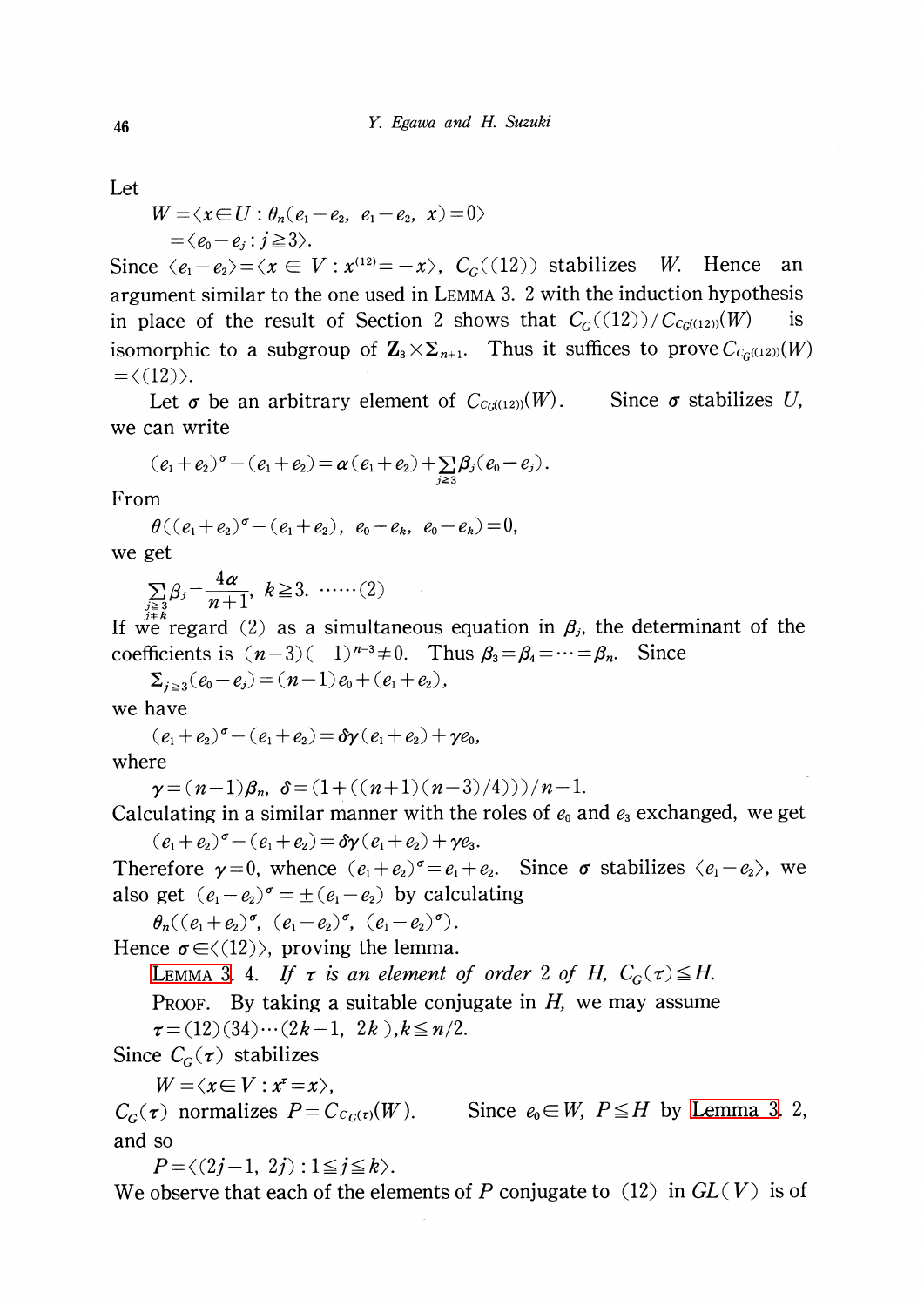Let

$$W = \langle x \in U : \theta_n(e_1 - e_2,\ e_1 - e_2,\ x) = 0 \rangle$$
$$= \langle e_0 - e_j : j \geqq 3 \rangle.$$

Since $\langle e_1 - e_2 \rangle = \langle x \in V : x^{(12)} = -x \rangle$, $C_G((12))$ stabilizes $W$. Hence an argument similar to the one used in LEMMA 3. 2 with the induction hypothesis in place of the result of Section 2 shows that $C_G((12))/C_{C_G((12))}(W)$ is isomorphic to a subgroup of $\mathbf{Z}_3 \times \Sigma_{n+1}$. Thus it suffices to prove $C_{C_G((12))}(W) = \langle (12) \rangle$.

Let $\sigma$ be an arbitrary element of $C_{C_G((12))}(W)$. Since $\sigma$ stabilizes $U$, we can write

$$(e_1 + e_2)^\sigma - (e_1 + e_2) = \alpha(e_1 + e_2) + \sum_{j \geqq 3} \beta_j (e_0 - e_j).$$

From

$$\theta((e_1 + e_2)^\sigma - (e_1 + e_2),\ e_0 - e_k,\ e_0 - e_k) = 0,$$

we get

$$\sum_{\substack{j \geqq 3 \\ j \neq k}} \beta_j = \frac{4\alpha}{n+1},\quad k \geqq 3. \quad \cdots\cdots (2)$$

If we regard (2) as a simultaneous equation in $\beta_j$, the determinant of the coefficients is $(n-3)(-1)^{n-3} \neq 0$. Thus $\beta_3 = \beta_4 = \cdots = \beta_n$. Since

$$\Sigma_{j \geqq 3}(e_0 - e_j) = (n-1)e_0 + (e_1 + e_2),$$

we have

$$(e_1 + e_2)^\sigma - (e_1 + e_2) = \delta\gamma(e_1 + e_2) + \gamma e_0,$$

where

$$\gamma = (n-1)\beta_n,\quad \delta = (1 + ((n+1)(n-3)/4)))/n - 1.$$

Calculating in a similar manner with the roles of $e_0$ and $e_3$ exchanged, we get

$$(e_1 + e_2)^\sigma - (e_1 + e_2) = \delta\gamma(e_1 + e_2) + \gamma e_3.$$

Therefore $\gamma = 0$, whence $(e_1 + e_2)^\sigma = e_1 + e_2$. Since $\sigma$ stabilizes $\langle e_1 - e_2 \rangle$, we also get $(e_1 - e_2)^\sigma = \pm(e_1 - e_2)$ by calculating

$$\theta_n((e_1 + e_2)^\sigma,\ (e_1 - e_2)^\sigma,\ (e_1 - e_2)^\sigma).$$

Hence $\sigma \in \langle (12) \rangle$, proving the lemma.

LEMMA 3. 4. *If $\tau$ is an element of order 2 of $H$, $C_G(\tau) \leqq H$.*

PROOF. By taking a suitable conjugate in $H$, we may assume

$$\tau = (12)(34) \cdots (2k-1,\ 2k),\ k \leqq n/2.$$

Since $C_G(\tau)$ stabilizes

$$W = \langle x \in V : x^\tau = x \rangle,$$

$C_G(\tau)$ normalizes $P = C_{C_G(\tau)}(W)$. Since $e_0 \in W$, $P \leqq H$ by Lemma 3. 2, and so

$$P = \langle (2j-1,\ 2j) : 1 \leqq j \leqq k \rangle.$$

We observe that each of the elements of $P$ conjugate to (12) in $GL(V)$ is of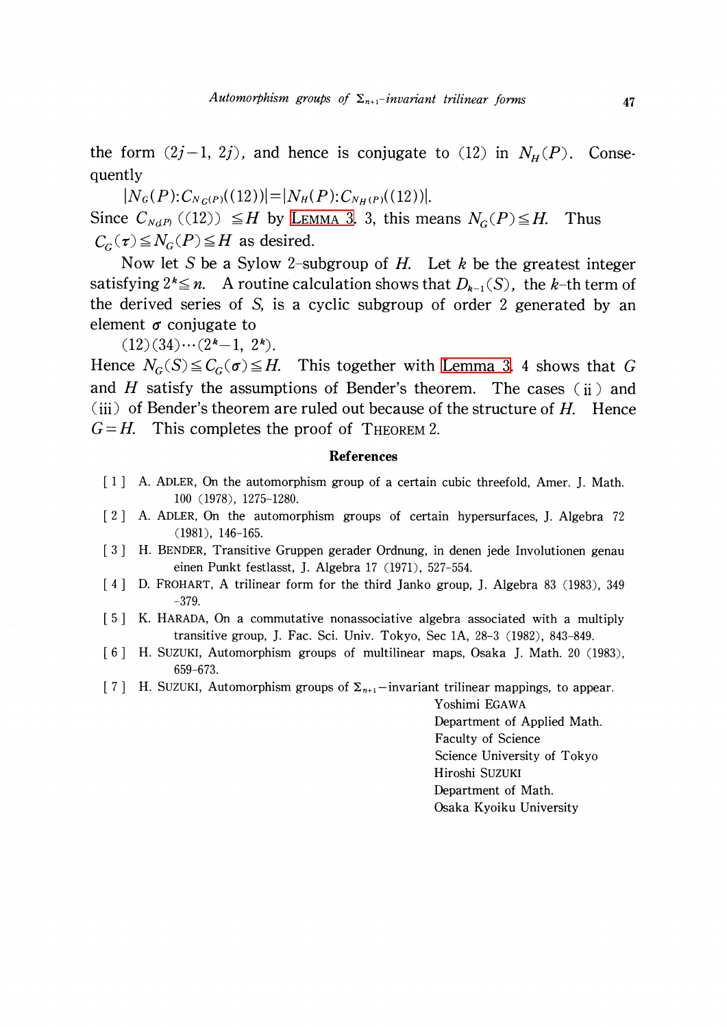the form $(2j-1, 2j)$, and hence is conjugate to $(12)$ in $N_H(P)$. Consequently

$$|N_G(P):C_{N_G(P)}((12))|=|N_H(P):C_{N_H(P)}((12))|.$$

Since $C_{N_G(P)}((12)) \leqq H$ by LEMMA 3. 3, this means $N_G(P) \leqq H$. Thus $C_G(\tau) \leqq N_G(P) \leqq H$ as desired.

Now let $S$ be a Sylow 2-subgroup of $H$. Let $k$ be the greatest integer satisfying $2^k \leqq n$. A routine calculation shows that $D_{k-1}(S)$, the $k$-th term of the derived series of $S$, is a cyclic subgroup of order 2 generated by an element $\sigma$ conjugate to

$$(12)(34)\cdots(2^k-1, 2^k).$$

Hence $N_G(S) \leqq C_G(\sigma) \leqq H$. This together with Lemma 3. 4 shows that $G$ and $H$ satisfy the assumptions of Bender's theorem. The cases (ii) and (iii) of Bender's theorem are ruled out because of the structure of $H$. Hence $G=H$. This completes the proof of THEOREM 2.

## References

[1] A. ADLER, On the automorphism group of a certain cubic threefold, Amer. J. Math. 100 (1978), 1275-1280.

[2] A. ADLER, On the automorphism groups of certain hypersurfaces, J. Algebra 72 (1981), 146-165.

[3] H. BENDER, Transitive Gruppen gerader Ordnung, in denen jede Involutionen genau einen Punkt festlasst, J. Algebra 17 (1971), 527-554.

[4] D. FROHART, A trilinear form for the third Janko group, J. Algebra 83 (1983), 349-379.

[5] K. HARADA, On a commutative nonassociative algebra associated with a multiply transitive group, J. Fac. Sci. Univ. Tokyo, Sec 1A, 28-3 (1982), 843-849.

[6] H. SUZUKI, Automorphism groups of multilinear maps, Osaka J. Math. 20 (1983), 659-673.

[7] H. SUZUKI, Automorphism groups of $\Sigma_{n+1}$-invariant trilinear mappings, to appear.

Yoshimi EGAWA
Department of Applied Math.
Faculty of Science
Science University of Tokyo

Hiroshi SUZUKI
Department of Math.
Osaka Kyoiku University